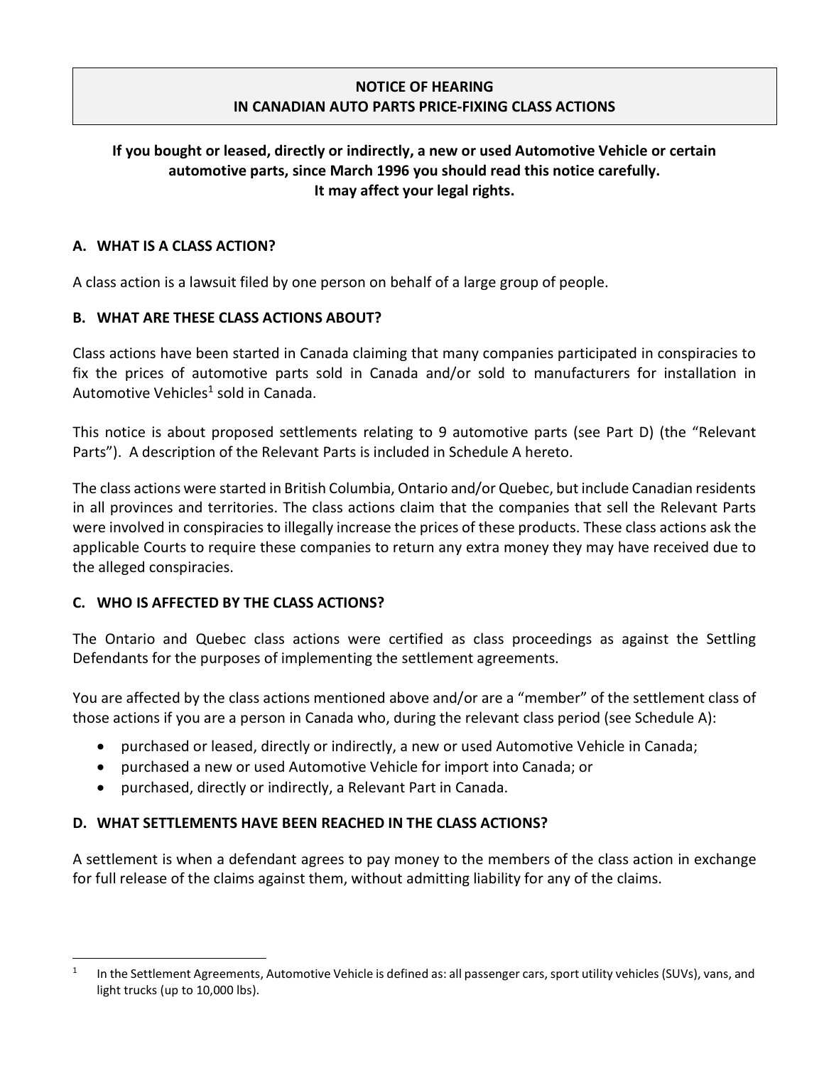# NOTICE OF HEARING IN CANADIAN AUTO PARTS PRICE-FIXING CLASS ACTIONS

**If you bought or leased, directly or indirectly, a new or used Automotive Vehicle or certain automotive parts, since March 1996 you should read this notice carefully. It may affect your legal rights.**

## A. WHAT IS A CLASS ACTION?

A class action is a lawsuit filed by one person on behalf of a large group of people.

## B. WHAT ARE THESE CLASS ACTIONS ABOUT?

Class actions have been started in Canada claiming that many companies participated in conspiracies to fix the prices of automotive parts sold in Canada and/or sold to manufacturers for installation in Automotive Vehicles[1] sold in Canada.

This notice is about proposed settlements relating to 9 automotive parts (see Part D) (the "Relevant Parts"). A description of the Relevant Parts is included in Schedule A hereto.

The class actions were started in British Columbia, Ontario and/or Quebec, but include Canadian residents in all provinces and territories. The class actions claim that the companies that sell the Relevant Parts were involved in conspiracies to illegally increase the prices of these products. These class actions ask the applicable Courts to require these companies to return any extra money they may have received due to the alleged conspiracies.

## C. WHO IS AFFECTED BY THE CLASS ACTIONS?

The Ontario and Quebec class actions were certified as class proceedings as against the Settling Defendants for the purposes of implementing the settlement agreements.

You are affected by the class actions mentioned above and/or are a "member" of the settlement class of those actions if you are a person in Canada who, during the relevant class period (see Schedule A):

- purchased or leased, directly or indirectly, a new or used Automotive Vehicle in Canada;
- purchased a new or used Automotive Vehicle for import into Canada; or
- purchased, directly or indirectly, a Relevant Part in Canada.

## D. WHAT SETTLEMENTS HAVE BEEN REACHED IN THE CLASS ACTIONS?

A settlement is when a defendant agrees to pay money to the members of the class action in exchange for full release of the claims against them, without admitting liability for any of the claims.

---

[1] In the Settlement Agreements, Automotive Vehicle is defined as: all passenger cars, sport utility vehicles (SUVs), vans, and light trucks (up to 10,000 lbs).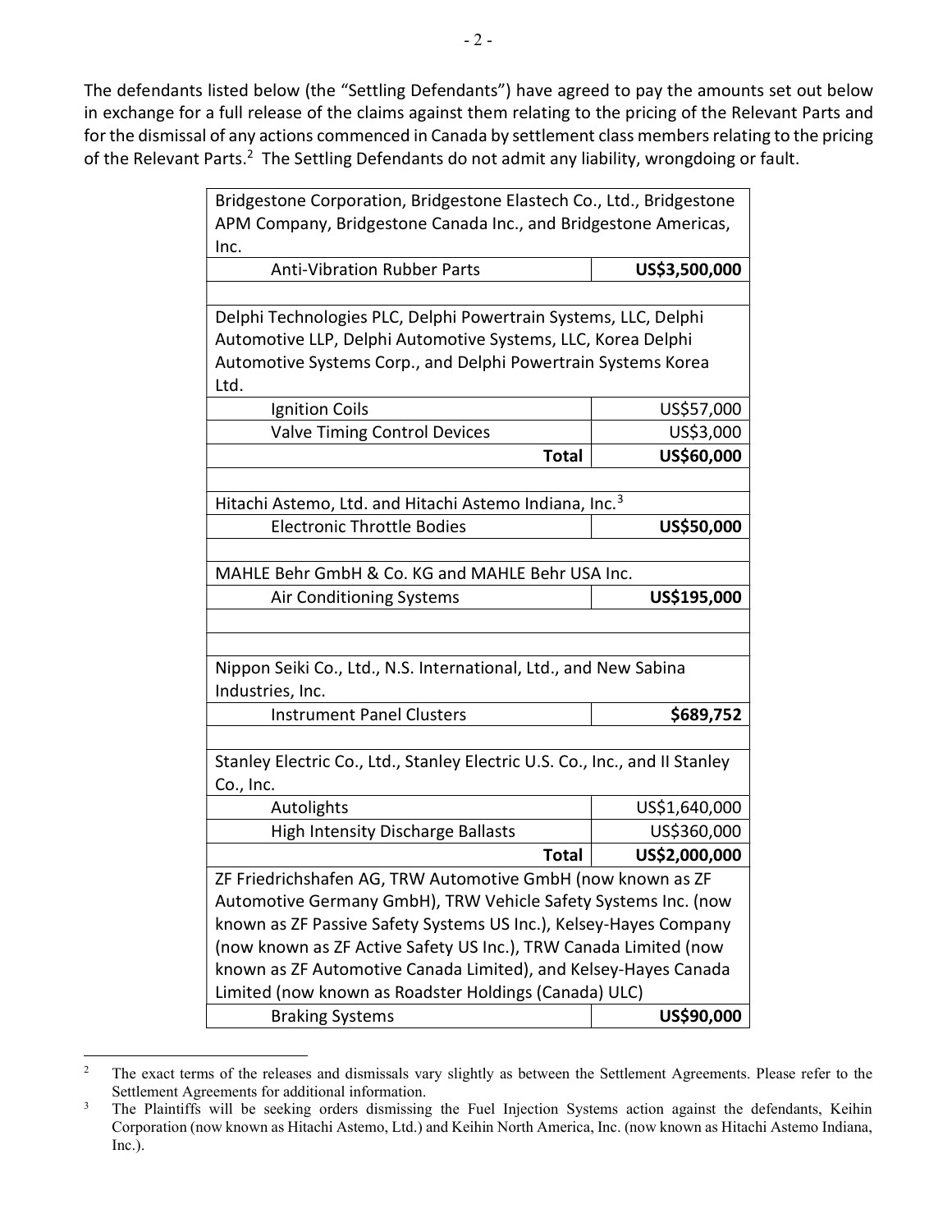The defendants listed below (the "Settling Defendants") have agreed to pay the amounts set out below in exchange for a full release of the claims against them relating to the pricing of the Relevant Parts and for the dismissal of any actions commenced in Canada by settlement class members relating to the pricing of the Relevant Parts.[2] The Settling Defendants do not admit any liability, wrongdoing or fault.

| Settling Defendants / Relevant Parts | Amount |
|---|---|
| Bridgestone Corporation, Bridgestone Elastech Co., Ltd., Bridgestone APM Company, Bridgestone Canada Inc., and Bridgestone Americas, Inc. | |
| Anti-Vibration Rubber Parts | **US$3,500,000** |
| | |
| Delphi Technologies PLC, Delphi Powertrain Systems, LLC, Delphi Automotive LLP, Delphi Automotive Systems, LLC, Korea Delphi Automotive Systems Corp., and Delphi Powertrain Systems Korea Ltd. | |
| Ignition Coils | US$57,000 |
| Valve Timing Control Devices | US$3,000 |
| **Total** | **US$60,000** |
| | |
| Hitachi Astemo, Ltd. and Hitachi Astemo Indiana, Inc.[3] | |
| Electronic Throttle Bodies | **US$50,000** |
| | |
| MAHLE Behr GmbH & Co. KG and MAHLE Behr USA Inc. | |
| Air Conditioning Systems | **US$195,000** |
| | |
| | |
| Nippon Seiki Co., Ltd., N.S. International, Ltd., and New Sabina Industries, Inc. | |
| Instrument Panel Clusters | **$689,752** |
| | |
| Stanley Electric Co., Ltd., Stanley Electric U.S. Co., Inc., and II Stanley Co., Inc. | |
| Autolights | US$1,640,000 |
| High Intensity Discharge Ballasts | US$360,000 |
| **Total** | **US$2,000,000** |
| ZF Friedrichshafen AG, TRW Automotive GmbH (now known as ZF Automotive Germany GmbH), TRW Vehicle Safety Systems Inc. (now known as ZF Passive Safety Systems US Inc.), Kelsey-Hayes Company (now known as ZF Active Safety US Inc.), TRW Canada Limited (now known as ZF Automotive Canada Limited), and Kelsey-Hayes Canada Limited (now known as Roadster Holdings (Canada) ULC) | |
| Braking Systems | **US$90,000** |

[2] The exact terms of the releases and dismissals vary slightly as between the Settlement Agreements. Please refer to the Settlement Agreements for additional information.

[3] The Plaintiffs will be seeking orders dismissing the Fuel Injection Systems action against the defendants, Keihin Corporation (now known as Hitachi Astemo, Ltd.) and Keihin North America, Inc. (now known as Hitachi Astemo Indiana, Inc.).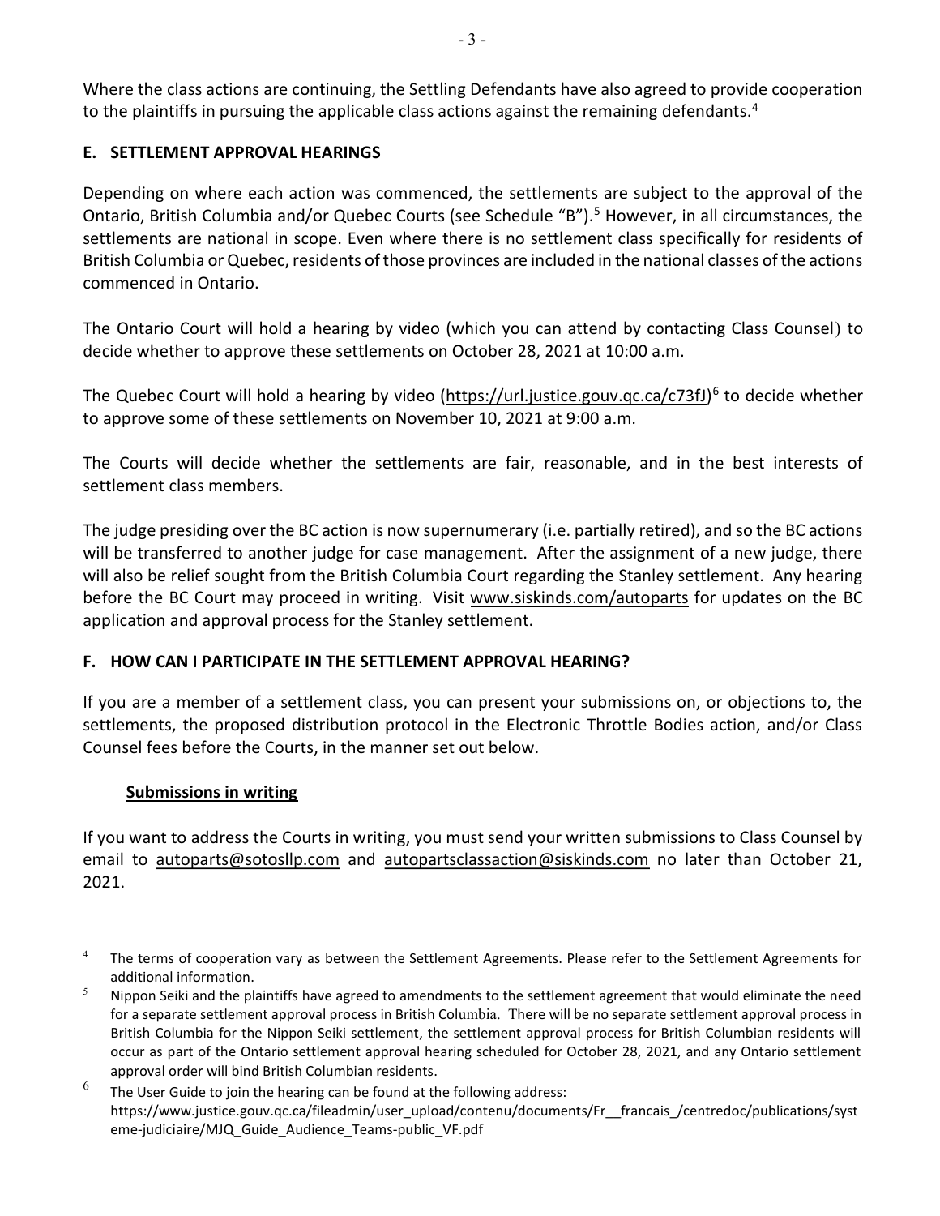Where the class actions are continuing, the Settling Defendants have also agreed to provide cooperation to the plaintiffs in pursuing the applicable class actions against the remaining defendants.[4]

## E. SETTLEMENT APPROVAL HEARINGS

Depending on where each action was commenced, the settlements are subject to the approval of the Ontario, British Columbia and/or Quebec Courts (see Schedule "B").[5] However, in all circumstances, the settlements are national in scope. Even where there is no settlement class specifically for residents of British Columbia or Quebec, residents of those provinces are included in the national classes of the actions commenced in Ontario.

The Ontario Court will hold a hearing by video (which you can attend by contacting Class Counsel) to decide whether to approve these settlements on October 28, 2021 at 10:00 a.m.

The Quebec Court will hold a hearing by video (https://url.justice.gouv.qc.ca/c73fJ)[6] to decide whether to approve some of these settlements on November 10, 2021 at 9:00 a.m.

The Courts will decide whether the settlements are fair, reasonable, and in the best interests of settlement class members.

The judge presiding over the BC action is now supernumerary (i.e. partially retired), and so the BC actions will be transferred to another judge for case management. After the assignment of a new judge, there will also be relief sought from the British Columbia Court regarding the Stanley settlement. Any hearing before the BC Court may proceed in writing. Visit www.siskinds.com/autoparts for updates on the BC application and approval process for the Stanley settlement.

## F. HOW CAN I PARTICIPATE IN THE SETTLEMENT APPROVAL HEARING?

If you are a member of a settlement class, you can present your submissions on, or objections to, the settlements, the proposed distribution protocol in the Electronic Throttle Bodies action, and/or Class Counsel fees before the Courts, in the manner set out below.

**Submissions in writing**

If you want to address the Courts in writing, you must send your written submissions to Class Counsel by email to autoparts@sotosllp.com and autopartsclassaction@siskinds.com no later than October 21, 2021.

---

[4] The terms of cooperation vary as between the Settlement Agreements. Please refer to the Settlement Agreements for additional information.

[5] Nippon Seiki and the plaintiffs have agreed to amendments to the settlement agreement that would eliminate the need for a separate settlement approval process in British Columbia. There will be no separate settlement approval process in British Columbia for the Nippon Seiki settlement, the settlement approval process for British Columbian residents will occur as part of the Ontario settlement approval hearing scheduled for October 28, 2021, and any Ontario settlement approval order will bind British Columbian residents.

[6] The User Guide to join the hearing can be found at the following address: https://www.justice.gouv.qc.ca/fileadmin/user_upload/contenu/documents/Fr__francais_/centredoc/publications/systeme-judiciaire/MJQ_Guide_Audience_Teams-public_VF.pdf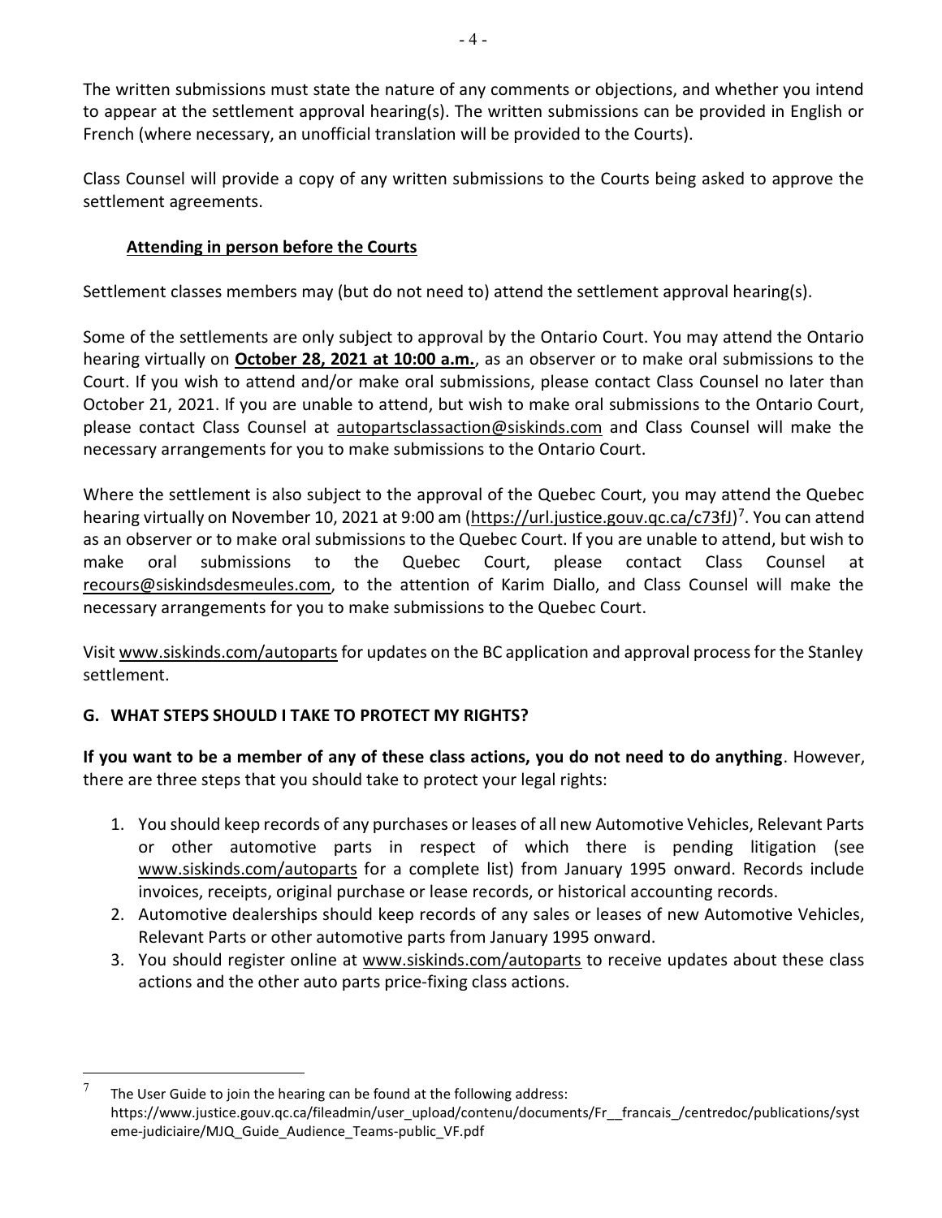The written submissions must state the nature of any comments or objections, and whether you intend to appear at the settlement approval hearing(s). The written submissions can be provided in English or French (where necessary, an unofficial translation will be provided to the Courts).

Class Counsel will provide a copy of any written submissions to the Courts being asked to approve the settlement agreements.

### Attending in person before the Courts

Settlement classes members may (but do not need to) attend the settlement approval hearing(s).

Some of the settlements are only subject to approval by the Ontario Court. You may attend the Ontario hearing virtually on **October 28, 2021 at 10:00 a.m.**, as an observer or to make oral submissions to the Court. If you wish to attend and/or make oral submissions, please contact Class Counsel no later than October 21, 2021. If you are unable to attend, but wish to make oral submissions to the Ontario Court, please contact Class Counsel at autopartsclassaction@siskinds.com and Class Counsel will make the necessary arrangements for you to make submissions to the Ontario Court.

Where the settlement is also subject to the approval of the Quebec Court, you may attend the Quebec hearing virtually on November 10, 2021 at 9:00 am (https://url.justice.gouv.qc.ca/c73fJ)[7]. You can attend as an observer or to make oral submissions to the Quebec Court. If you are unable to attend, but wish to make oral submissions to the Quebec Court, please contact Class Counsel at recours@siskindsdesmeules.com, to the attention of Karim Diallo, and Class Counsel will make the necessary arrangements for you to make submissions to the Quebec Court.

Visit www.siskinds.com/autoparts for updates on the BC application and approval process for the Stanley settlement.

## G. WHAT STEPS SHOULD I TAKE TO PROTECT MY RIGHTS?

**If you want to be a member of any of these class actions, you do not need to do anything**. However, there are three steps that you should take to protect your legal rights:

1. You should keep records of any purchases or leases of all new Automotive Vehicles, Relevant Parts or other automotive parts in respect of which there is pending litigation (see www.siskinds.com/autoparts for a complete list) from January 1995 onward. Records include invoices, receipts, original purchase or lease records, or historical accounting records.
2. Automotive dealerships should keep records of any sales or leases of new Automotive Vehicles, Relevant Parts or other automotive parts from January 1995 onward.
3. You should register online at www.siskinds.com/autoparts to receive updates about these class actions and the other auto parts price-fixing class actions.

---

[7] The User Guide to join the hearing can be found at the following address: https://www.justice.gouv.qc.ca/fileadmin/user_upload/contenu/documents/Fr__francais_/centredoc/publications/systeme-judiciaire/MJQ_Guide_Audience_Teams-public_VF.pdf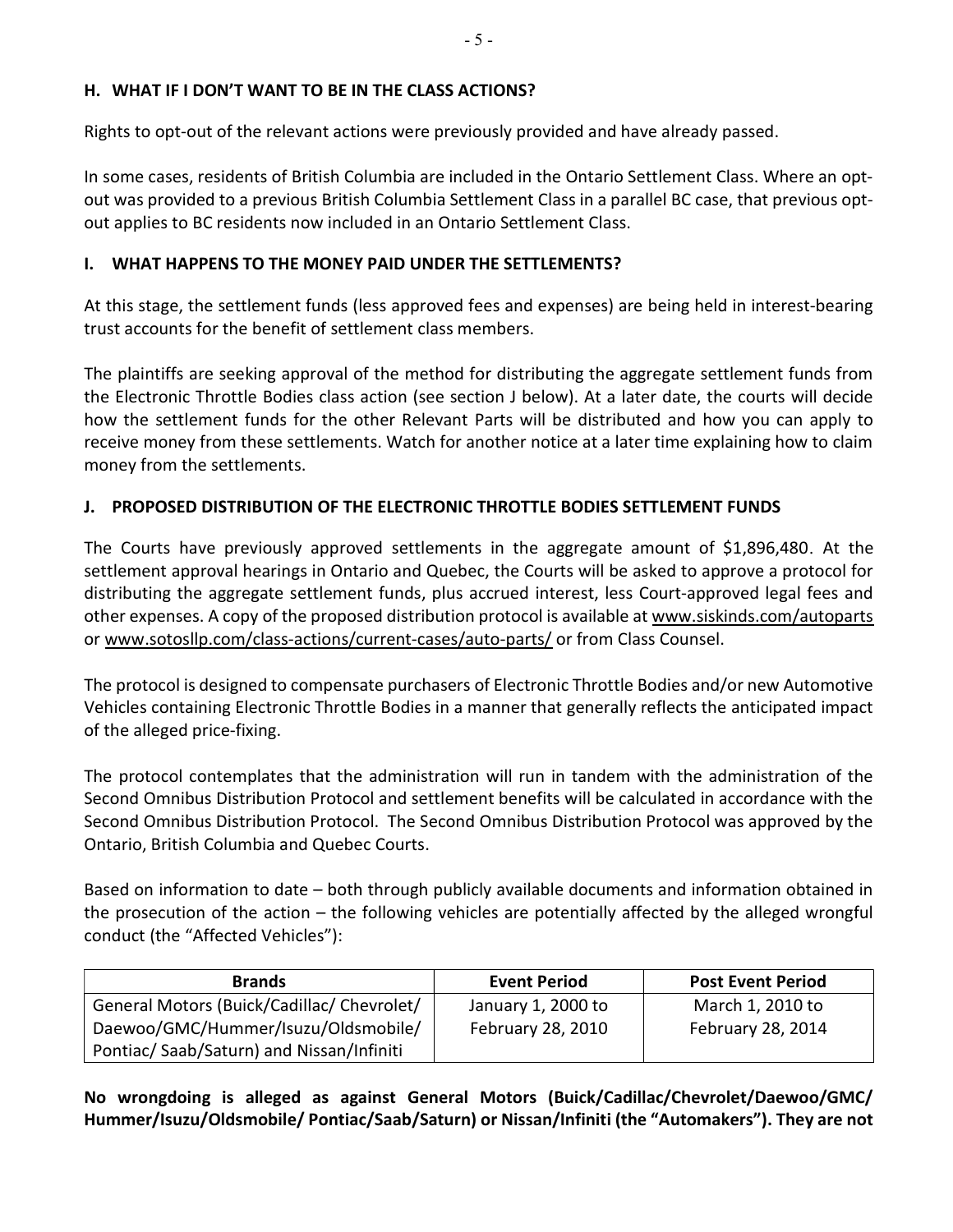## H. WHAT IF I DON'T WANT TO BE IN THE CLASS ACTIONS?

Rights to opt-out of the relevant actions were previously provided and have already passed.

In some cases, residents of British Columbia are included in the Ontario Settlement Class. Where an opt-out was provided to a previous British Columbia Settlement Class in a parallel BC case, that previous opt-out applies to BC residents now included in an Ontario Settlement Class.

## I. WHAT HAPPENS TO THE MONEY PAID UNDER THE SETTLEMENTS?

At this stage, the settlement funds (less approved fees and expenses) are being held in interest-bearing trust accounts for the benefit of settlement class members.

The plaintiffs are seeking approval of the method for distributing the aggregate settlement funds from the Electronic Throttle Bodies class action (see section J below). At a later date, the courts will decide how the settlement funds for the other Relevant Parts will be distributed and how you can apply to receive money from these settlements. Watch for another notice at a later time explaining how to claim money from the settlements.

## J. PROPOSED DISTRIBUTION OF THE ELECTRONIC THROTTLE BODIES SETTLEMENT FUNDS

The Courts have previously approved settlements in the aggregate amount of $1,896,480. At the settlement approval hearings in Ontario and Quebec, the Courts will be asked to approve a protocol for distributing the aggregate settlement funds, plus accrued interest, less Court-approved legal fees and other expenses. A copy of the proposed distribution protocol is available at www.siskinds.com/autoparts or www.sotosllp.com/class-actions/current-cases/auto-parts/ or from Class Counsel.

The protocol is designed to compensate purchasers of Electronic Throttle Bodies and/or new Automotive Vehicles containing Electronic Throttle Bodies in a manner that generally reflects the anticipated impact of the alleged price-fixing.

The protocol contemplates that the administration will run in tandem with the administration of the Second Omnibus Distribution Protocol and settlement benefits will be calculated in accordance with the Second Omnibus Distribution Protocol. The Second Omnibus Distribution Protocol was approved by the Ontario, British Columbia and Quebec Courts.

Based on information to date – both through publicly available documents and information obtained in the prosecution of the action – the following vehicles are potentially affected by the alleged wrongful conduct (the "Affected Vehicles"):

| Brands | Event Period | Post Event Period |
|---|---|---|
| General Motors (Buick/Cadillac/ Chevrolet/ Daewoo/GMC/Hummer/Isuzu/Oldsmobile/ Pontiac/ Saab/Saturn) and Nissan/Infiniti | January 1, 2000 to February 28, 2010 | March 1, 2010 to February 28, 2014 |

**No wrongdoing is alleged as against General Motors (Buick/Cadillac/Chevrolet/Daewoo/GMC/ Hummer/Isuzu/Oldsmobile/ Pontiac/Saab/Saturn) or Nissan/Infiniti (the "Automakers"). They are not**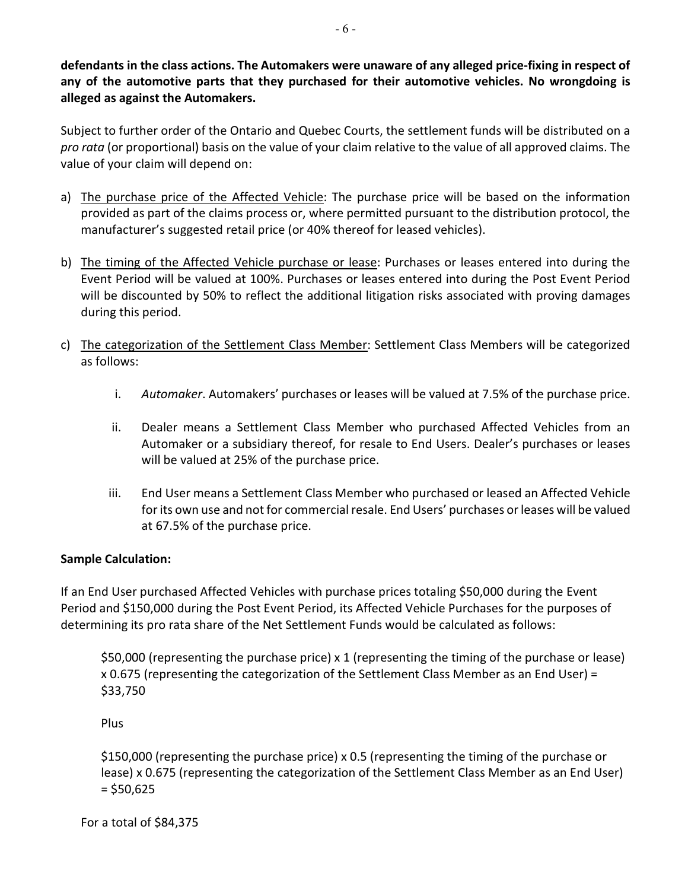**defendants in the class actions. The Automakers were unaware of any alleged price-fixing in respect of any of the automotive parts that they purchased for their automotive vehicles. No wrongdoing is alleged as against the Automakers.**

Subject to further order of the Ontario and Quebec Courts, the settlement funds will be distributed on a *pro rata* (or proportional) basis on the value of your claim relative to the value of all approved claims. The value of your claim will depend on:

a) The purchase price of the Affected Vehicle: The purchase price will be based on the information provided as part of the claims process or, where permitted pursuant to the distribution protocol, the manufacturer's suggested retail price (or 40% thereof for leased vehicles).

b) The timing of the Affected Vehicle purchase or lease: Purchases or leases entered into during the Event Period will be valued at 100%. Purchases or leases entered into during the Post Event Period will be discounted by 50% to reflect the additional litigation risks associated with proving damages during this period.

c) The categorization of the Settlement Class Member: Settlement Class Members will be categorized as follows:

   i. *Automaker*. Automakers' purchases or leases will be valued at 7.5% of the purchase price.

   ii. Dealer means a Settlement Class Member who purchased Affected Vehicles from an Automaker or a subsidiary thereof, for resale to End Users. Dealer's purchases or leases will be valued at 25% of the purchase price.

   iii. End User means a Settlement Class Member who purchased or leased an Affected Vehicle for its own use and not for commercial resale. End Users' purchases or leases will be valued at 67.5% of the purchase price.

**Sample Calculation:**

If an End User purchased Affected Vehicles with purchase prices totaling $50,000 during the Event Period and $150,000 during the Post Event Period, its Affected Vehicle Purchases for the purposes of determining its pro rata share of the Net Settlement Funds would be calculated as follows:

> $50,000 (representing the purchase price) x 1 (representing the timing of the purchase or lease) x 0.675 (representing the categorization of the Settlement Class Member as an End User) = $33,750
>
> Plus
>
> $150,000 (representing the purchase price) x 0.5 (representing the timing of the purchase or lease) x 0.675 (representing the categorization of the Settlement Class Member as an End User) = $50,625

For a total of $84,375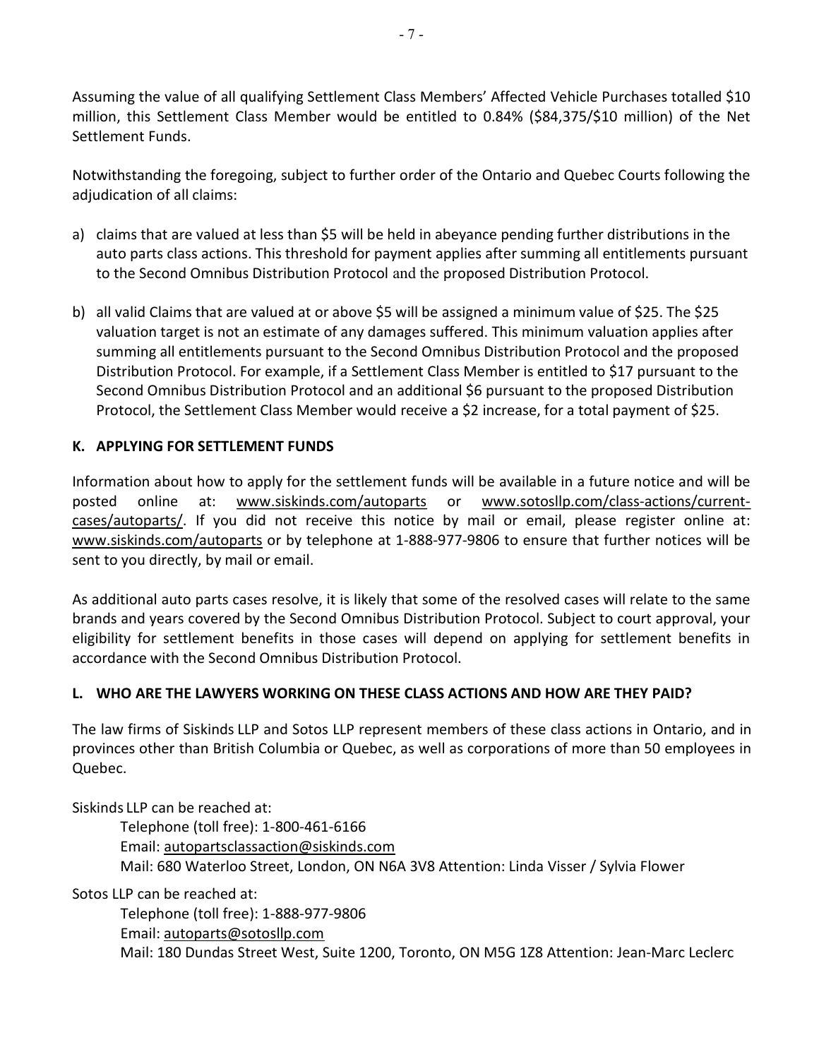Assuming the value of all qualifying Settlement Class Members' Affected Vehicle Purchases totalled $10 million, this Settlement Class Member would be entitled to 0.84% ($84,375/$10 million) of the Net Settlement Funds.

Notwithstanding the foregoing, subject to further order of the Ontario and Quebec Courts following the adjudication of all claims:

a) claims that are valued at less than $5 will be held in abeyance pending further distributions in the auto parts class actions. This threshold for payment applies after summing all entitlements pursuant to the Second Omnibus Distribution Protocol and the proposed Distribution Protocol.

b) all valid Claims that are valued at or above $5 will be assigned a minimum value of $25. The $25 valuation target is not an estimate of any damages suffered. This minimum valuation applies after summing all entitlements pursuant to the Second Omnibus Distribution Protocol and the proposed Distribution Protocol. For example, if a Settlement Class Member is entitled to $17 pursuant to the Second Omnibus Distribution Protocol and an additional $6 pursuant to the proposed Distribution Protocol, the Settlement Class Member would receive a $2 increase, for a total payment of $25.

## K. APPLYING FOR SETTLEMENT FUNDS

Information about how to apply for the settlement funds will be available in a future notice and will be posted online at: www.siskinds.com/autoparts or www.sotosllp.com/class-actions/current-cases/autoparts/. If you did not receive this notice by mail or email, please register online at: www.siskinds.com/autoparts or by telephone at 1-888-977-9806 to ensure that further notices will be sent to you directly, by mail or email.

As additional auto parts cases resolve, it is likely that some of the resolved cases will relate to the same brands and years covered by the Second Omnibus Distribution Protocol. Subject to court approval, your eligibility for settlement benefits in those cases will depend on applying for settlement benefits in accordance with the Second Omnibus Distribution Protocol.

## L. WHO ARE THE LAWYERS WORKING ON THESE CLASS ACTIONS AND HOW ARE THEY PAID?

The law firms of Siskinds LLP and Sotos LLP represent members of these class actions in Ontario, and in provinces other than British Columbia or Quebec, as well as corporations of more than 50 employees in Quebec.

Siskinds LLP can be reached at:

Telephone (toll free): 1-800-461-6166
Email: autopartsclassaction@siskinds.com
Mail: 680 Waterloo Street, London, ON N6A 3V8 Attention: Linda Visser / Sylvia Flower

Sotos LLP can be reached at:

Telephone (toll free): 1-888-977-9806
Email: autoparts@sotosllp.com
Mail: 180 Dundas Street West, Suite 1200, Toronto, ON M5G 1Z8 Attention: Jean-Marc Leclerc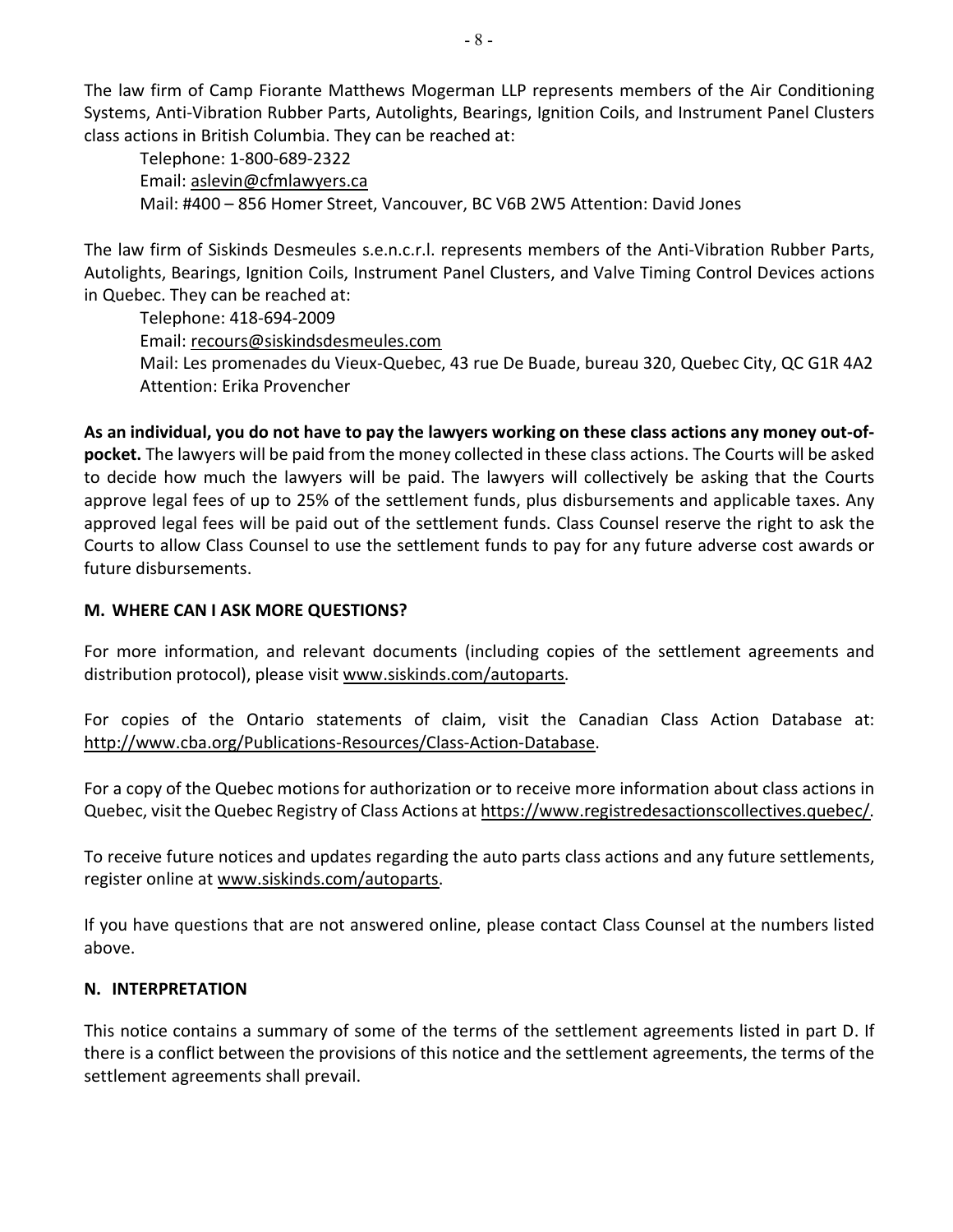The law firm of Camp Fiorante Matthews Mogerman LLP represents members of the Air Conditioning Systems, Anti-Vibration Rubber Parts, Autolights, Bearings, Ignition Coils, and Instrument Panel Clusters class actions in British Columbia. They can be reached at:

Telephone: 1-800-689-2322
Email: aslevin@cfmlawyers.ca
Mail: #400 – 856 Homer Street, Vancouver, BC V6B 2W5 Attention: David Jones

The law firm of Siskinds Desmeules s.e.n.c.r.l. represents members of the Anti-Vibration Rubber Parts, Autolights, Bearings, Ignition Coils, Instrument Panel Clusters, and Valve Timing Control Devices actions in Quebec. They can be reached at:

Telephone: 418-694-2009
Email: recours@siskindsdesmeules.com
Mail: Les promenades du Vieux-Quebec, 43 rue De Buade, bureau 320, Quebec City, QC G1R 4A2 Attention: Erika Provencher

**As an individual, you do not have to pay the lawyers working on these class actions any money out-of-pocket.** The lawyers will be paid from the money collected in these class actions. The Courts will be asked to decide how much the lawyers will be paid. The lawyers will collectively be asking that the Courts approve legal fees of up to 25% of the settlement funds, plus disbursements and applicable taxes. Any approved legal fees will be paid out of the settlement funds. Class Counsel reserve the right to ask the Courts to allow Class Counsel to use the settlement funds to pay for any future adverse cost awards or future disbursements.

## M. WHERE CAN I ASK MORE QUESTIONS?

For more information, and relevant documents (including copies of the settlement agreements and distribution protocol), please visit www.siskinds.com/autoparts.

For copies of the Ontario statements of claim, visit the Canadian Class Action Database at: http://www.cba.org/Publications-Resources/Class-Action-Database.

For a copy of the Quebec motions for authorization or to receive more information about class actions in Quebec, visit the Quebec Registry of Class Actions at https://www.registredesactionscollectives.quebec/.

To receive future notices and updates regarding the auto parts class actions and any future settlements, register online at www.siskinds.com/autoparts.

If you have questions that are not answered online, please contact Class Counsel at the numbers listed above.

## N. INTERPRETATION

This notice contains a summary of some of the terms of the settlement agreements listed in part D. If there is a conflict between the provisions of this notice and the settlement agreements, the terms of the settlement agreements shall prevail.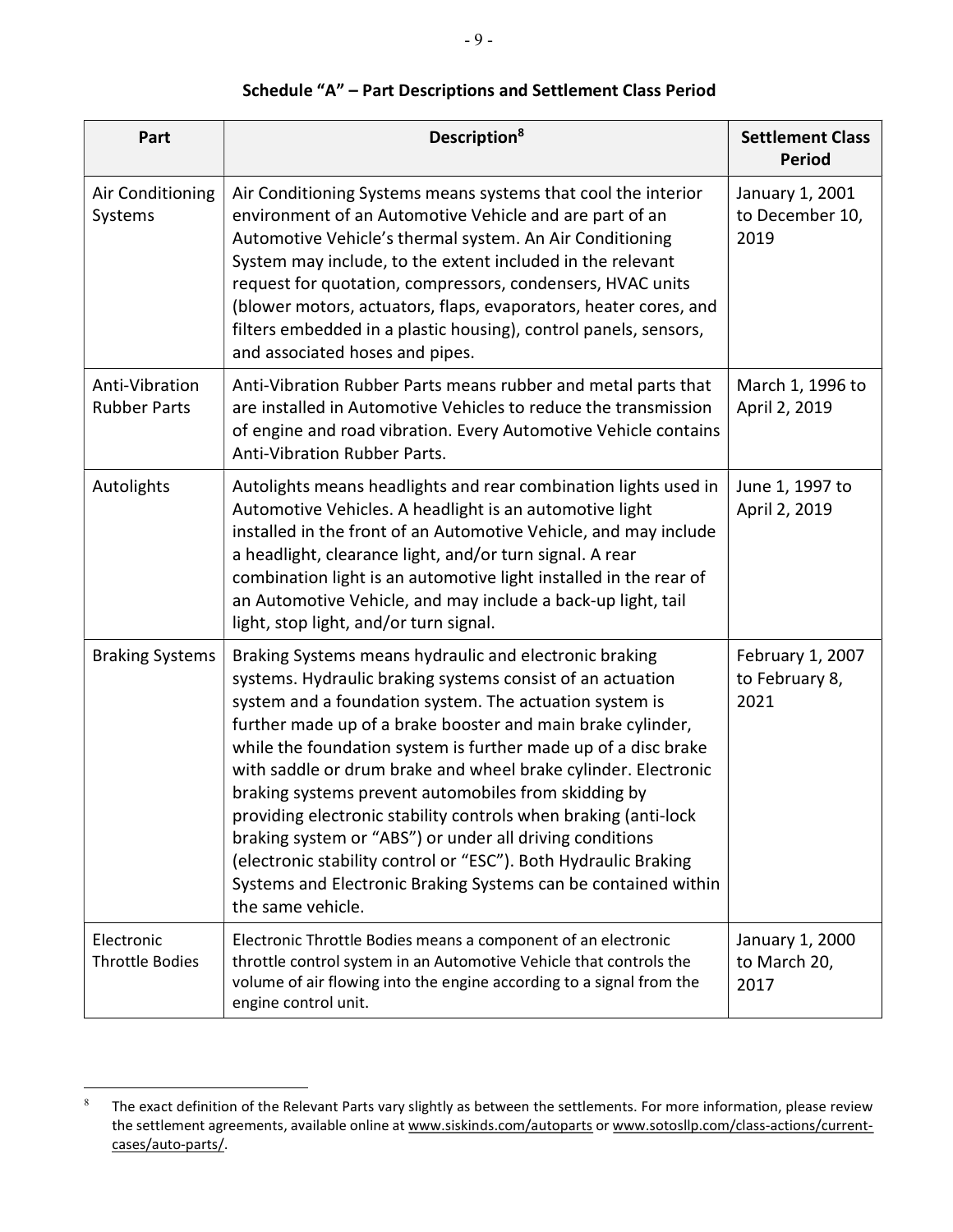**Schedule "A" – Part Descriptions and Settlement Class Period**

| Part | Description[8] | Settlement Class Period |
|---|---|---|
| Air Conditioning Systems | Air Conditioning Systems means systems that cool the interior environment of an Automotive Vehicle and are part of an Automotive Vehicle's thermal system. An Air Conditioning System may include, to the extent included in the relevant request for quotation, compressors, condensers, HVAC units (blower motors, actuators, flaps, evaporators, heater cores, and filters embedded in a plastic housing), control panels, sensors, and associated hoses and pipes. | January 1, 2001 to December 10, 2019 |
| Anti-Vibration Rubber Parts | Anti-Vibration Rubber Parts means rubber and metal parts that are installed in Automotive Vehicles to reduce the transmission of engine and road vibration. Every Automotive Vehicle contains Anti-Vibration Rubber Parts. | March 1, 1996 to April 2, 2019 |
| Autolights | Autolights means headlights and rear combination lights used in Automotive Vehicles. A headlight is an automotive light installed in the front of an Automotive Vehicle, and may include a headlight, clearance light, and/or turn signal. A rear combination light is an automotive light installed in the rear of an Automotive Vehicle, and may include a back-up light, tail light, stop light, and/or turn signal. | June 1, 1997 to April 2, 2019 |
| Braking Systems | Braking Systems means hydraulic and electronic braking systems. Hydraulic braking systems consist of an actuation system and a foundation system. The actuation system is further made up of a brake booster and main brake cylinder, while the foundation system is further made up of a disc brake with saddle or drum brake and wheel brake cylinder. Electronic braking systems prevent automobiles from skidding by providing electronic stability controls when braking (anti-lock braking system or "ABS") or under all driving conditions (electronic stability control or "ESC"). Both Hydraulic Braking Systems and Electronic Braking Systems can be contained within the same vehicle. | February 1, 2007 to February 8, 2021 |
| Electronic Throttle Bodies | Electronic Throttle Bodies means a component of an electronic throttle control system in an Automotive Vehicle that controls the volume of air flowing into the engine according to a signal from the engine control unit. | January 1, 2000 to March 20, 2017 |

[8] The exact definition of the Relevant Parts vary slightly as between the settlements. For more information, please review the settlement agreements, available online at www.siskinds.com/autoparts or www.sotosllp.com/class-actions/current-cases/auto-parts/.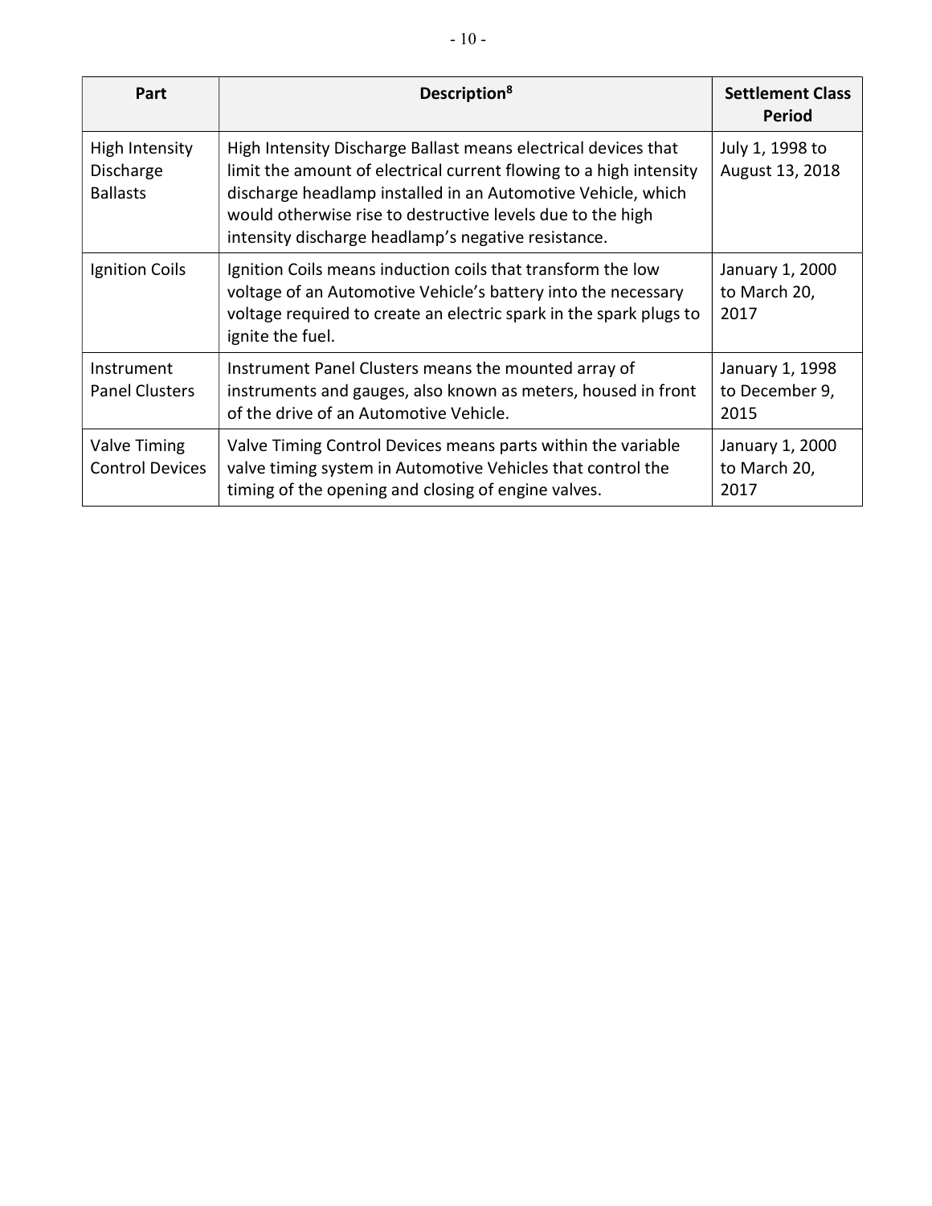| Part | Description[8] | Settlement Class Period |
|---|---|---|
| High Intensity Discharge Ballasts | High Intensity Discharge Ballast means electrical devices that limit the amount of electrical current flowing to a high intensity discharge headlamp installed in an Automotive Vehicle, which would otherwise rise to destructive levels due to the high intensity discharge headlamp's negative resistance. | July 1, 1998 to August 13, 2018 |
| Ignition Coils | Ignition Coils means induction coils that transform the low voltage of an Automotive Vehicle's battery into the necessary voltage required to create an electric spark in the spark plugs to ignite the fuel. | January 1, 2000 to March 20, 2017 |
| Instrument Panel Clusters | Instrument Panel Clusters means the mounted array of instruments and gauges, also known as meters, housed in front of the drive of an Automotive Vehicle. | January 1, 1998 to December 9, 2015 |
| Valve Timing Control Devices | Valve Timing Control Devices means parts within the variable valve timing system in Automotive Vehicles that control the timing of the opening and closing of engine valves. | January 1, 2000 to March 20, 2017 |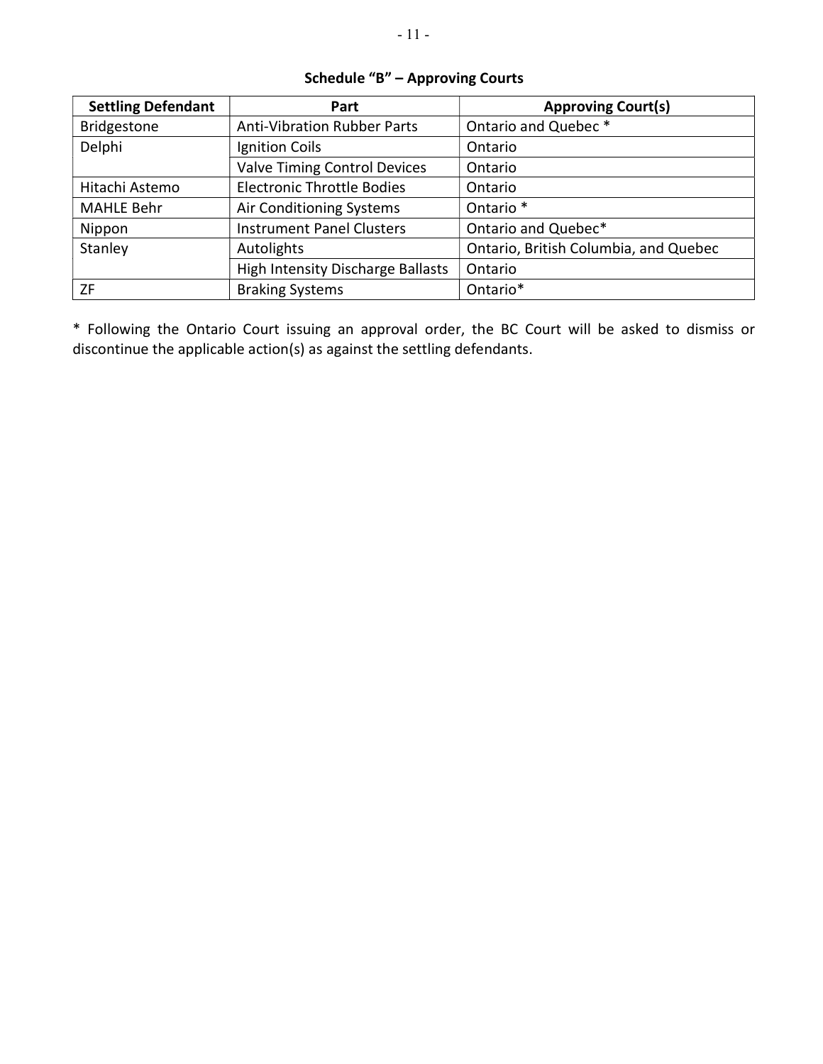**Schedule "B" – Approving Courts**

| Settling Defendant | Part | Approving Court(s) |
| --- | --- | --- |
| Bridgestone | Anti-Vibration Rubber Parts | Ontario and Quebec * |
| Delphi | Ignition Coils | Ontario |
| | Valve Timing Control Devices | Ontario |
| Hitachi Astemo | Electronic Throttle Bodies | Ontario |
| MAHLE Behr | Air Conditioning Systems | Ontario * |
| Nippon | Instrument Panel Clusters | Ontario and Quebec* |
| Stanley | Autolights | Ontario, British Columbia, and Quebec |
| | High Intensity Discharge Ballasts | Ontario |
| ZF | Braking Systems | Ontario* |

* Following the Ontario Court issuing an approval order, the BC Court will be asked to dismiss or discontinue the applicable action(s) as against the settling defendants.